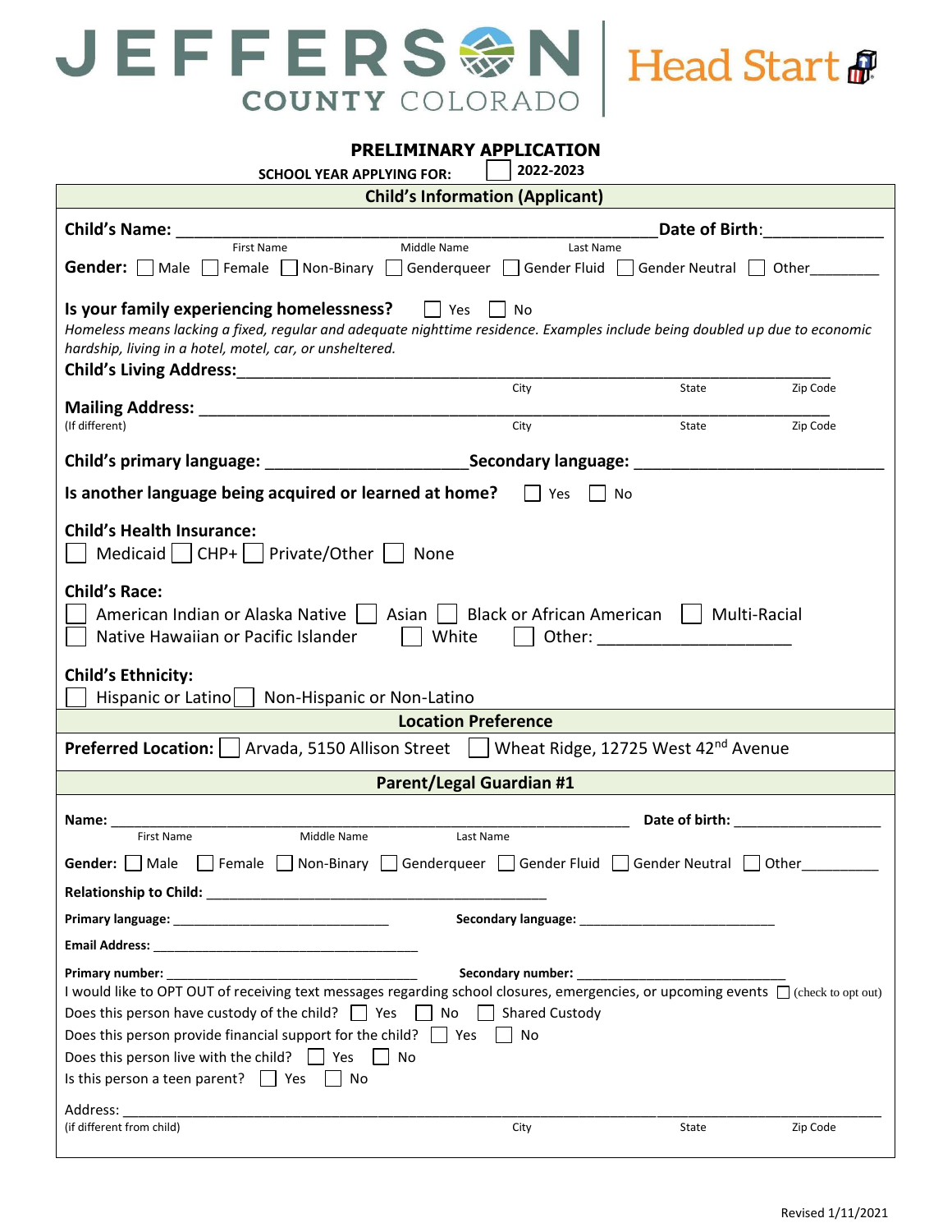JEFFERSON COUNTY COLORADO | Head Start

# PRELIMINARY APPLICATION

**SCHOOL YEAR APPLYING FOR:** ☐ **2022-2023**

## Child's Information (Applicant)

**Child's Name:** ________________________________________________ **Date of Birth**: _____________
First Name  Middle Name  Last Name

**Gender:** ☐ Male ☐ Female ☐ Non-Binary ☐ Genderqueer ☐ Gender Fluid ☐ Gender Neutral ☐ Other________

**Is your family experiencing homelessness?** ☐ Yes ☐ No

*Homeless means lacking a fixed, regular and adequate nighttime residence. Examples include being doubled up due to economic hardship, living in a hotel, motel, car, or unsheltered.*

**Child's Living Address:**________________________________________________________________
City  State  Zip Code

**Mailing Address:** ________________________________________________________________
(If different)  City  State  Zip Code

**Child's primary language:** ______________________ **Secondary language:** ___________________________

**Is another language being acquired or learned at home?** ☐ Yes ☐ No

**Child's Health Insurance:**
☐ Medicaid ☐ CHP+ ☐ Private/Other ☐ None

**Child's Race:**
☐ American Indian or Alaska Native ☐ Asian ☐ Black or African American ☐ Multi-Racial
☐ Native Hawaiian or Pacific Islander ☐ White ☐ Other: _____________________

**Child's Ethnicity:**
☐ Hispanic or Latino ☐ Non-Hispanic or Non-Latino

## Location Preference

**Preferred Location:** ☐ Arvada, 5150 Allison Street ☐ Wheat Ridge, 12725 West 42nd Avenue

## Parent/Legal Guardian #1

**Name:** ________________________________________________________________ **Date of birth:** ___________________
First Name  Middle Name  Last Name

**Gender:** ☐ Male ☐ Female ☐ Non-Binary ☐ Genderqueer ☐ Gender Fluid ☐ Gender Neutral ☐ Other__________

**Relationship to Child:** ______________________________________________

**Primary language:** ______________________________ **Secondary language:** ___________________________

**Email Address:** ____________________________________

**Primary number:** ____________________________________ **Secondary number:** ____________________________

I would like to OPT OUT of receiving text messages regarding school closures, emergencies, or upcoming events ☐ (check to opt out)

Does this person have custody of the child? ☐ Yes ☐ No ☐ Shared Custody

Does this person provide financial support for the child? ☐ Yes ☐ No

Does this person live with the child? ☐ Yes ☐ No

Is this person a teen parent? ☐ Yes ☐ No

Address: ________________________________________________________________________________
(if different from child)  City  State  Zip Code

Revised 1/11/2021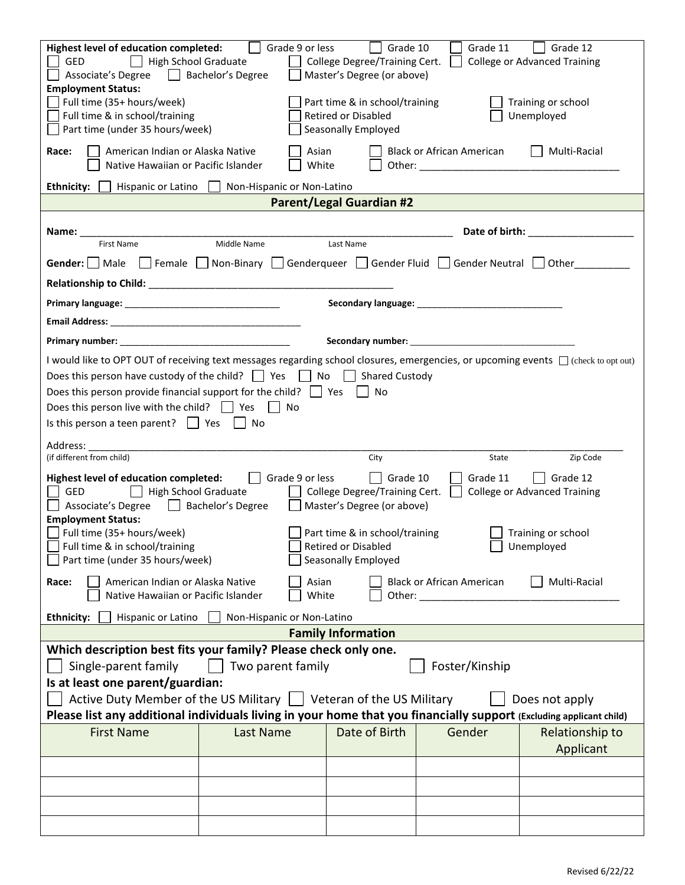**Highest level of education completed:** ☐ Grade 9 or less ☐ Grade 10 ☐ Grade 11 ☐ Grade 12
☐ GED ☐ High School Graduate ☐ College Degree/Training Cert. ☐ College or Advanced Training
☐ Associate's Degree ☐ Bachelor's Degree ☐ Master's Degree (or above)

**Employment Status:**
☐ Full time (35+ hours/week) ☐ Part time & in school/training ☐ Training or school
☐ Full time & in school/training ☐ Retired or Disabled ☐ Unemployed
☐ Part time (under 35 hours/week) ☐ Seasonally Employed

**Race:** ☐ American Indian or Alaska Native ☐ Asian ☐ Black or African American ☐ Multi-Racial
☐ Native Hawaiian or Pacific Islander ☐ White ☐ Other: ___________________________________

**Ethnicity:** ☐ Hispanic or Latino ☐ Non-Hispanic or Non-Latino

## Parent/Legal Guardian #2

**Name:** ______________________________________________________________ **Date of birth:** ___________________
First Name Middle Name Last Name

**Gender:** ☐ Male ☐ Female ☐ Non-Binary ☐ Genderqueer ☐ Gender Fluid ☐ Gender Neutral ☐ Other__________

**Relationship to Child:** ____________________________________________

**Primary language:** ______________________________ **Secondary language:** ____________________________

**Email Address:** ______________________________________

**Primary number:** _________________________________ **Secondary number:** ________________________________

I would like to OPT OUT of receiving text messages regarding school closures, emergencies, or upcoming events ☐ (check to opt out)

Does this person have custody of the child? ☐ Yes ☐ No ☐ Shared Custody

Does this person provide financial support for the child? ☐ Yes ☐ No

Does this person live with the child? ☐ Yes ☐ No

Is this person a teen parent? ☐ Yes ☐ No

Address: ____________________________________________________________________________________________
(if different from child) City State Zip Code

**Highest level of education completed:** ☐ Grade 9 or less ☐ Grade 10 ☐ Grade 11 ☐ Grade 12
☐ GED ☐ High School Graduate ☐ College Degree/Training Cert. ☐ College or Advanced Training
☐ Associate's Degree ☐ Bachelor's Degree ☐ Master's Degree (or above)

**Employment Status:**
☐ Full time (35+ hours/week) ☐ Part time & in school/training ☐ Training or school
☐ Full time & in school/training ☐ Retired or Disabled ☐ Unemployed
☐ Part time (under 35 hours/week) ☐ Seasonally Employed

**Race:** ☐ American Indian or Alaska Native ☐ Asian ☐ Black or African American ☐ Multi-Racial
☐ Native Hawaiian or Pacific Islander ☐ White ☐ Other: ___________________________________

**Ethnicity:** ☐ Hispanic or Latino ☐ Non-Hispanic or Non-Latino

## Family Information

**Which description best fits your family? Please check only one.**

☐ Single-parent family ☐ Two parent family ☐ Foster/Kinship

**Is at least one parent/guardian:**

☐ Active Duty Member of the US Military ☐ Veteran of the US Military ☐ Does not apply

**Please list any additional individuals living in your home that you financially support (Excluding applicant child)**

| First Name | Last Name | Date of Birth | Gender | Relationship to Applicant |
|---|---|---|---|---|
| | | | | |
| | | | | |
| | | | | |
| | | | | |

Revised 6/22/22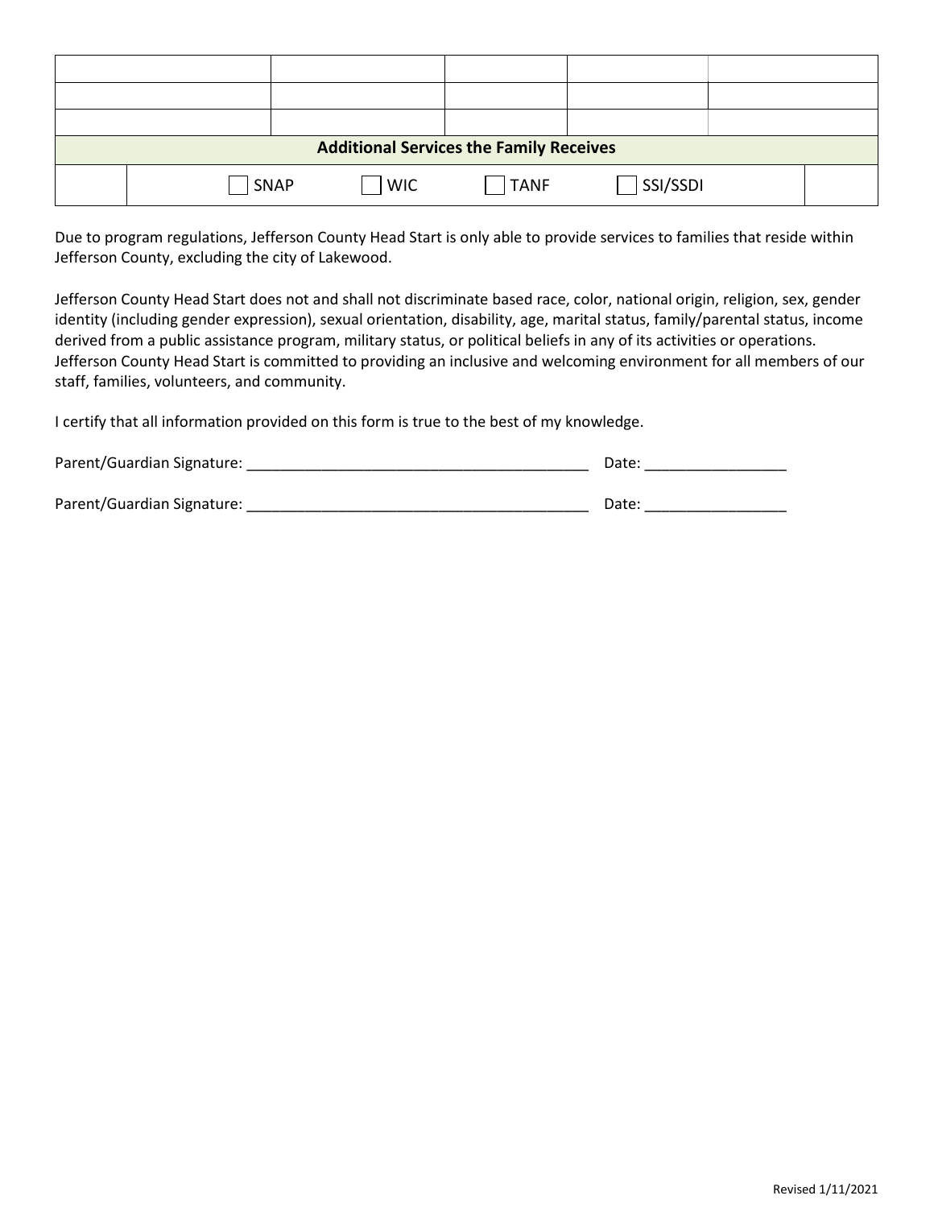| | | | | |
|---|---|---|---|---|
| | | | | |
| | | | | |
| | | | | |
| **Additional Services the Family Receives** | | | | |
| | ☐ SNAP | ☐ WIC | ☐ TANF | ☐ SSI/SSDI |

Due to program regulations, Jefferson County Head Start is only able to provide services to families that reside within Jefferson County, excluding the city of Lakewood.

Jefferson County Head Start does not and shall not discriminate based race, color, national origin, religion, sex, gender identity (including gender expression), sexual orientation, disability, age, marital status, family/parental status, income derived from a public assistance program, military status, or political beliefs in any of its activities or operations. Jefferson County Head Start is committed to providing an inclusive and welcoming environment for all members of our staff, families, volunteers, and community.

I certify that all information provided on this form is true to the best of my knowledge.

Parent/Guardian Signature: __________________________________________ Date: _________________

Parent/Guardian Signature: __________________________________________ Date: _________________

Revised 1/11/2021